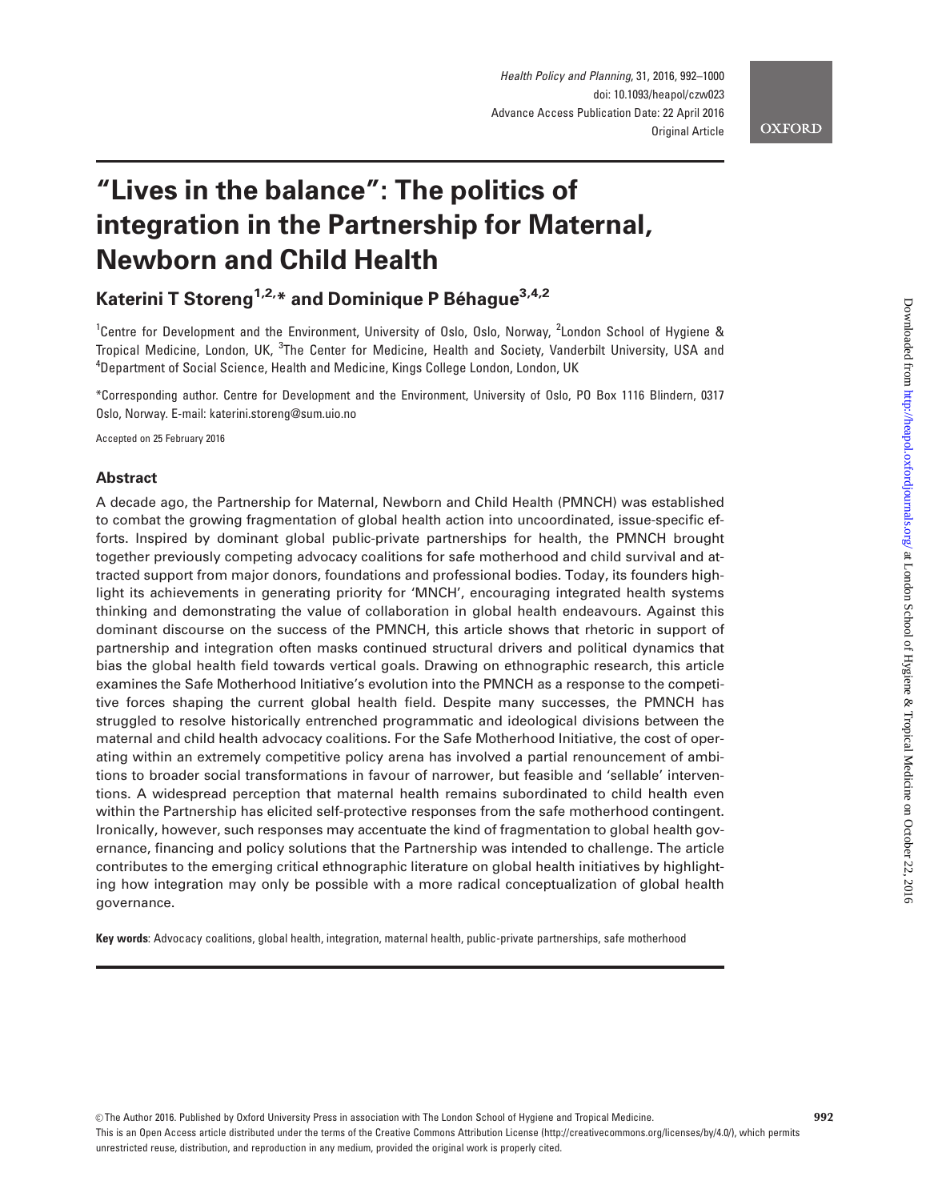# "Lives in the balance": The politics of integration in the Partnership for Maternal, Newborn and Child Health

**Katerini T Storeng[1,2,*] and Dominique P Béhague[3,4,2]**

[1]Centre for Development and the Environment, University of Oslo, Oslo, Norway, [2]London School of Hygiene & Tropical Medicine, London, UK, [3]The Center for Medicine, Health and Society, Vanderbilt University, USA and [4]Department of Social Science, Health and Medicine, Kings College London, London, UK

*Corresponding author. Centre for Development and the Environment, University of Oslo, PO Box 1116 Blindern, 0317 Oslo, Norway. E-mail: katerini.storeng@sum.uio.no

Accepted on 25 February 2016

## Abstract

A decade ago, the Partnership for Maternal, Newborn and Child Health (PMNCH) was established to combat the growing fragmentation of global health action into uncoordinated, issue-specific efforts. Inspired by dominant global public-private partnerships for health, the PMNCH brought together previously competing advocacy coalitions for safe motherhood and child survival and attracted support from major donors, foundations and professional bodies. Today, its founders highlight its achievements in generating priority for 'MNCH', encouraging integrated health systems thinking and demonstrating the value of collaboration in global health endeavours. Against this dominant discourse on the success of the PMNCH, this article shows that rhetoric in support of partnership and integration often masks continued structural drivers and political dynamics that bias the global health field towards vertical goals. Drawing on ethnographic research, this article examines the Safe Motherhood Initiative's evolution into the PMNCH as a response to the competitive forces shaping the current global health field. Despite many successes, the PMNCH has struggled to resolve historically entrenched programmatic and ideological divisions between the maternal and child health advocacy coalitions. For the Safe Motherhood Initiative, the cost of operating within an extremely competitive policy arena has involved a partial renouncement of ambitions to broader social transformations in favour of narrower, but feasible and 'sellable' interventions. A widespread perception that maternal health remains subordinated to child health even within the Partnership has elicited self-protective responses from the safe motherhood contingent. Ironically, however, such responses may accentuate the kind of fragmentation to global health governance, financing and policy solutions that the Partnership was intended to challenge. The article contributes to the emerging critical ethnographic literature on global health initiatives by highlighting how integration may only be possible with a more radical conceptualization of global health governance.

**Key words**: Advocacy coalitions, global health, integration, maternal health, public-private partnerships, safe motherhood

© The Author 2016. Published by Oxford University Press in association with The London School of Hygiene and Tropical Medicine.
This is an Open Access article distributed under the terms of the Creative Commons Attribution License (http://creativecommons.org/licenses/by/4.0/), which permits unrestricted reuse, distribution, and reproduction in any medium, provided the original work is properly cited.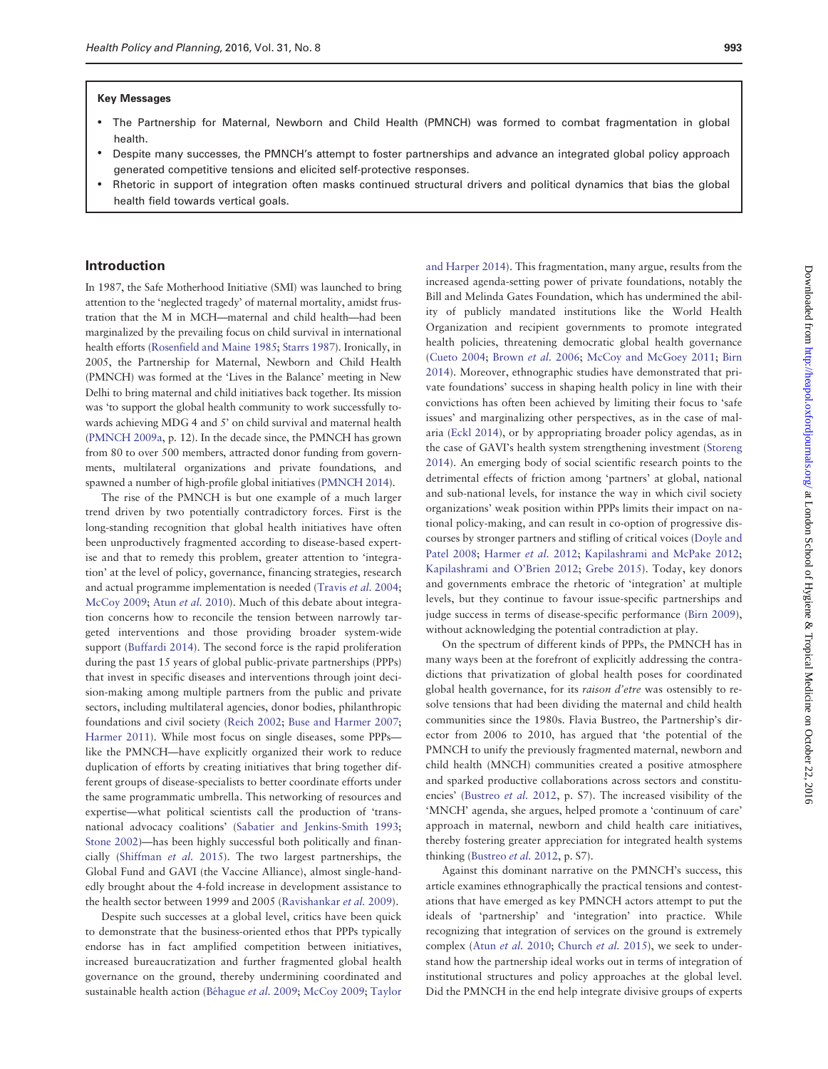**Key Messages**

- The Partnership for Maternal, Newborn and Child Health (PMNCH) was formed to combat fragmentation in global health.
- Despite many successes, the PMNCH's attempt to foster partnerships and advance an integrated global policy approach generated competitive tensions and elicited self-protective responses.
- Rhetoric in support of integration often masks continued structural drivers and political dynamics that bias the global health field towards vertical goals.

## Introduction

In 1987, the Safe Motherhood Initiative (SMI) was launched to bring attention to the 'neglected tragedy' of maternal mortality, amidst frustration that the M in MCH—maternal and child health—had been marginalized by the prevailing focus on child survival in international health efforts (Rosenfield and Maine 1985; Starrs 1987). Ironically, in 2005, the Partnership for Maternal, Newborn and Child Health (PMNCH) was formed at the 'Lives in the Balance' meeting in New Delhi to bring maternal and child initiatives back together. Its mission was 'to support the global health community to work successfully towards achieving MDG 4 and 5' on child survival and maternal health (PMNCH 2009a, p. 12). In the decade since, the PMNCH has grown from 80 to over 500 members, attracted donor funding from governments, multilateral organizations and private foundations, and spawned a number of high-profile global initiatives (PMNCH 2014).

The rise of the PMNCH is but one example of a much larger trend driven by two potentially contradictory forces. First is the long-standing recognition that global health initiatives have often been unproductively fragmented according to disease-based expertise and that to remedy this problem, greater attention to 'integration' at the level of policy, governance, financing strategies, research and actual programme implementation is needed (Travis *et al.* 2004; McCoy 2009; Atun *et al.* 2010). Much of this debate about integration concerns how to reconcile the tension between narrowly targeted interventions and those providing broader system-wide support (Buffardi 2014). The second force is the rapid proliferation during the past 15 years of global public-private partnerships (PPPs) that invest in specific diseases and interventions through joint decision-making among multiple partners from the public and private sectors, including multilateral agencies, donor bodies, philanthropic foundations and civil society (Reich 2002; Buse and Harmer 2007; Harmer 2011). While most focus on single diseases, some PPPs—like the PMNCH—have explicitly organized their work to reduce duplication of efforts by creating initiatives that bring together different groups of disease-specialists to better coordinate efforts under the same programmatic umbrella. This networking of resources and expertise—what political scientists call the production of 'transnational advocacy coalitions' (Sabatier and Jenkins-Smith 1993; Stone 2002)—has been highly successful both politically and financially (Shiffman *et al.* 2015). The two largest partnerships, the Global Fund and GAVI (the Vaccine Alliance), almost single-handedly brought about the 4-fold increase in development assistance to the health sector between 1999 and 2005 (Ravishankar *et al.* 2009).

Despite such successes at a global level, critics have been quick to demonstrate that the business-oriented ethos that PPPs typically endorse has in fact amplified competition between initiatives, increased bureaucratization and further fragmented global health governance on the ground, thereby undermining coordinated and sustainable health action (Béhague *et al.* 2009; McCoy 2009; Taylor and Harper 2014). This fragmentation, many argue, results from the increased agenda-setting power of private foundations, notably the Bill and Melinda Gates Foundation, which has undermined the ability of publicly mandated institutions like the World Health Organization and recipient governments to promote integrated health policies, threatening democratic global health governance (Cueto 2004; Brown *et al.* 2006; McCoy and McGoey 2011; Birn 2014). Moreover, ethnographic studies have demonstrated that private foundations' success in shaping health policy in line with their convictions has often been achieved by limiting their focus to 'safe issues' and marginalizing other perspectives, as in the case of malaria (Eckl 2014), or by appropriating broader policy agendas, as in the case of GAVI's health system strengthening investment (Storeng 2014). An emerging body of social scientific research points to the detrimental effects of friction among 'partners' at global, national and sub-national levels, for instance the way in which civil society organizations' weak position within PPPs limits their impact on national policy-making, and can result in co-option of progressive discourses by stronger partners and stifling of critical voices (Doyle and Patel 2008; Harmer *et al.* 2012; Kapilashrami and McPake 2012; Kapilashrami and O'Brien 2012; Grebe 2015). Today, key donors and governments embrace the rhetoric of 'integration' at multiple levels, but they continue to favour issue-specific partnerships and judge success in terms of disease-specific performance (Birn 2009), without acknowledging the potential contradiction at play.

On the spectrum of different kinds of PPPs, the PMNCH has in many ways been at the forefront of explicitly addressing the contradictions that privatization of global health poses for coordinated global health governance, for its *raison d'etre* was ostensibly to resolve tensions that had been dividing the maternal and child health communities since the 1980s. Flavia Bustreo, the Partnership's director from 2006 to 2010, has argued that 'the potential of the PMNCH to unify the previously fragmented maternal, newborn and child health (MNCH) communities created a positive atmosphere and sparked productive collaborations across sectors and constituencies' (Bustreo *et al.* 2012, p. S7). The increased visibility of the 'MNCH' agenda, she argues, helped promote a 'continuum of care' approach in maternal, newborn and child health care initiatives, thereby fostering greater appreciation for integrated health systems thinking (Bustreo *et al.* 2012, p. S7).

Against this dominant narrative on the PMNCH's success, this article examines ethnographically the practical tensions and contestations that have emerged as key PMNCH actors attempt to put the ideals of 'partnership' and 'integration' into practice. While recognizing that integration of services on the ground is extremely complex (Atun *et al.* 2010; Church *et al.* 2015), we seek to understand how the partnership ideal works out in terms of integration of institutional structures and policy approaches at the global level. Did the PMNCH in the end help integrate divisive groups of experts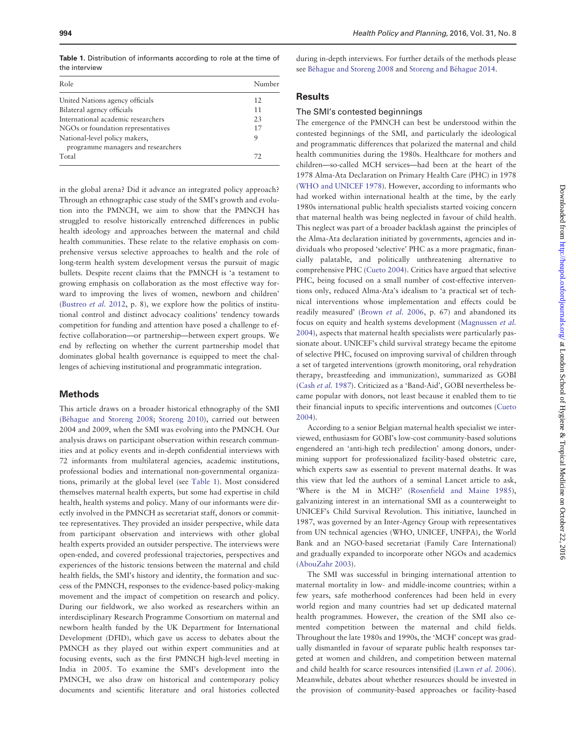**Table 1.** Distribution of informants according to role at the time of the interview

| Role | Number |
|---|---|
| United Nations agency officials | 12 |
| Bilateral agency officials | 11 |
| International academic researchers | 23 |
| NGOs or foundation representatives | 17 |
| National-level policy makers, programme managers and researchers | 9 |
| Total | 72 |

in the global arena? Did it advance an integrated policy approach? Through an ethnographic case study of the SMI's growth and evolution into the PMNCH, we aim to show that the PMNCH has struggled to resolve historically entrenched differences in public health ideology and approaches between the maternal and child health communities. These relate to the relative emphasis on comprehensive versus selective approaches to health and the role of long-term health system development versus the pursuit of magic bullets. Despite recent claims that the PMNCH is 'a testament to growing emphasis on collaboration as the most effective way forward to improving the lives of women, newborn and children' (Bustreo *et al.* 2012, p. 8), we explore how the politics of institutional control and distinct advocacy coalitions' tendency towards competition for funding and attention have posed a challenge to effective collaboration—or partnership—between expert groups. We end by reflecting on whether the current partnership model that dominates global health governance is equipped to meet the challenges of achieving institutional and programmatic integration.

## Methods

This article draws on a broader historical ethnography of the SMI (Béhague and Storeng 2008; Storeng 2010), carried out between 2004 and 2009, when the SMI was evolving into the PMNCH. Our analysis draws on participant observation within research communities and at policy events and in-depth confidential interviews with 72 informants from multilateral agencies, academic institutions, professional bodies and international non-governmental organizations, primarily at the global level (see Table 1). Most considered themselves maternal health experts, but some had expertise in child health, health systems and policy. Many of our informants were directly involved in the PMNCH as secretariat staff, donors or committee representatives. They provided an insider perspective, while data from participant observation and interviews with other global health experts provided an outsider perspective. The interviews were open-ended, and covered professional trajectories, perspectives and experiences of the historic tensions between the maternal and child health fields, the SMI's history and identity, the formation and success of the PMNCH, responses to the evidence-based policy-making movement and the impact of competition on research and policy. During our fieldwork, we also worked as researchers within an interdisciplinary Research Programme Consortium on maternal and newborn health funded by the UK Department for International Development (DFID), which gave us access to debates about the PMNCH as they played out within expert communities and at focusing events, such as the first PMNCH high-level meeting in India in 2005. To examine the SMI's development into the PMNCH, we also draw on historical and contemporary policy documents and scientific literature and oral histories collected during in-depth interviews. For further details of the methods please see Béhague and Storeng 2008 and Storeng and Béhague 2014.

## Results

### The SMI's contested beginnings

The emergence of the PMNCH can best be understood within the contested beginnings of the SMI, and particularly the ideological and programmatic differences that polarized the maternal and child health communities during the 1980s. Healthcare for mothers and children—so-called MCH services—had been at the heart of the 1978 Alma-Ata Declaration on Primary Health Care (PHC) in 1978 (WHO and UNICEF 1978). However, according to informants who had worked within international health at the time, by the early 1980s international public health specialists started voicing concern that maternal health was being neglected in favour of child health. This neglect was part of a broader backlash against the principles of the Alma-Ata declaration initiated by governments, agencies and individuals who proposed 'selective' PHC as a more pragmatic, financially palatable, and politically unthreatening alternative to comprehensive PHC (Cueto 2004). Critics have argued that selective PHC, being focused on a small number of cost-effective interventions only, reduced Alma-Ata's idealism to 'a practical set of technical interventions whose implementation and effects could be readily measured' (Brown *et al.* 2006, p. 67) and abandoned its focus on equity and health systems development (Magnussen *et al.* 2004), aspects that maternal health specialists were particularly passionate about. UNICEF's child survival strategy became the epitome of selective PHC, focused on improving survival of children through a set of targeted interventions (growth monitoring, oral rehydration therapy, breastfeeding and immunization), summarized as GOBI (Cash *et al.* 1987). Criticized as a 'Band-Aid', GOBI nevertheless became popular with donors, not least because it enabled them to tie their financial inputs to specific interventions and outcomes (Cueto 2004).

According to a senior Belgian maternal health specialist we interviewed, enthusiasm for GOBI's low-cost community-based solutions engendered an 'anti-high tech predilection' among donors, undermining support for professionalized facility-based obstetric care, which experts saw as essential to prevent maternal deaths. It was this view that led the authors of a seminal Lancet article to ask, 'Where is the M in MCH?' (Rosenfield and Maine 1985), galvanizing interest in an international SMI as a counterweight to UNICEF's Child Survival Revolution. This initiative, launched in 1987, was governed by an Inter-Agency Group with representatives from UN technical agencies (WHO, UNICEF, UNFPA), the World Bank and an NGO-based secretariat (Family Care International) and gradually expanded to incorporate other NGOs and academics (AbouZahr 2003).

The SMI was successful in bringing international attention to maternal mortality in low- and middle-income countries; within a few years, safe motherhood conferences had been held in every world region and many countries had set up dedicated maternal health programmes. However, the creation of the SMI also cemented competition between the maternal and child fields. Throughout the late 1980s and 1990s, the 'MCH' concept was gradually dismantled in favour of separate public health responses targeted at women and children, and competition between maternal and child health for scarce resources intensified (Lawn *et al.* 2006). Meanwhile, debates about whether resources should be invested in the provision of community-based approaches or facility-based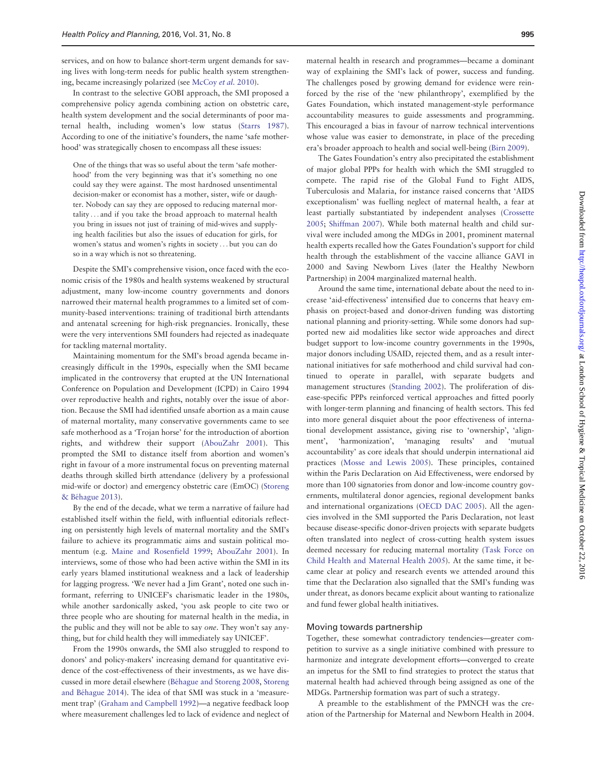services, and on how to balance short-term urgent demands for saving lives with long-term needs for public health system strengthening, became increasingly polarized (see McCoy *et al.* 2010).

In contrast to the selective GOBI approach, the SMI proposed a comprehensive policy agenda combining action on obstetric care, health system development and the social determinants of poor maternal health, including women's low status (Starrs 1987). According to one of the initiative's founders, the name 'safe motherhood' was strategically chosen to encompass all these issues:

> One of the things that was so useful about the term 'safe motherhood' from the very beginning was that it's something no one could say they were against. The most hardnosed unsentimental decision-maker or economist has a mother, sister, wife or daughter. Nobody can say they are opposed to reducing maternal mortality . . . and if you take the broad approach to maternal health you bring in issues not just of training of mid-wives and supplying health facilities but also the issues of education for girls, for women's status and women's rights in society . . . but you can do so in a way which is not so threatening.

Despite the SMI's comprehensive vision, once faced with the economic crisis of the 1980s and health systems weakened by structural adjustment, many low-income country governments and donors narrowed their maternal health programmes to a limited set of community-based interventions: training of traditional birth attendants and antenatal screening for high-risk pregnancies. Ironically, these were the very interventions SMI founders had rejected as inadequate for tackling maternal mortality.

Maintaining momentum for the SMI's broad agenda became increasingly difficult in the 1990s, especially when the SMI became implicated in the controversy that erupted at the UN International Conference on Population and Development (ICPD) in Cairo 1994 over reproductive health and rights, notably over the issue of abortion. Because the SMI had identified unsafe abortion as a main cause of maternal mortality, many conservative governments came to see safe motherhood as a 'Trojan horse' for the introduction of abortion rights, and withdrew their support (AbouZahr 2001). This prompted the SMI to distance itself from abortion and women's right in favour of a more instrumental focus on preventing maternal deaths through skilled birth attendance (delivery by a professional mid-wife or doctor) and emergency obstetric care (EmOC) (Storeng & Béhague 2013).

By the end of the decade, what we term a narrative of failure had established itself within the field, with influential editorials reflecting on persistently high levels of maternal mortality and the SMI's failure to achieve its programmatic aims and sustain political momentum (e.g. Maine and Rosenfield 1999; AbouZahr 2001). In interviews, some of those who had been active within the SMI in its early years blamed institutional weakness and a lack of leadership for lagging progress. 'We never had a Jim Grant', noted one such informant, referring to UNICEF's charismatic leader in the 1980s, while another sardonically asked, 'you ask people to cite two or three people who are shouting for maternal health in the media, in the public and they will not be able to say *one*. They won't say anything, but for child health they will immediately say UNICEF'.

From the 1990s onwards, the SMI also struggled to respond to donors' and policy-makers' increasing demand for quantitative evidence of the cost-effectiveness of their investments, as we have discussed in more detail elsewhere (Béhague and Storeng 2008, Storeng and Béhague 2014). The idea of that SMI was stuck in a 'measurement trap' (Graham and Campbell 1992)—a negative feedback loop where measurement challenges led to lack of evidence and neglect of maternal health in research and programmes—became a dominant way of explaining the SMI's lack of power, success and funding. The challenges posed by growing demand for evidence were reinforced by the rise of the 'new philanthropy', exemplified by the Gates Foundation, which instated management-style performance accountability measures to guide assessments and programming. This encouraged a bias in favour of narrow technical interventions whose value was easier to demonstrate, in place of the preceding era's broader approach to health and social well-being (Birn 2009).

The Gates Foundation's entry also precipitated the establishment of major global PPPs for health with which the SMI struggled to compete. The rapid rise of the Global Fund to Fight AIDS, Tuberculosis and Malaria, for instance raised concerns that 'AIDS exceptionalism' was fuelling neglect of maternal health, a fear at least partially substantiated by independent analyses (Crossette 2005; Shiffman 2007). While both maternal health and child survival were included among the MDGs in 2001, prominent maternal health experts recalled how the Gates Foundation's support for child health through the establishment of the vaccine alliance GAVI in 2000 and Saving Newborn Lives (later the Healthy Newborn Partnership) in 2004 marginalized maternal health.

Around the same time, international debate about the need to increase 'aid-effectiveness' intensified due to concerns that heavy emphasis on project-based and donor-driven funding was distorting national planning and priority-setting. While some donors had supported new aid modalities like sector wide approaches and direct budget support to low-income country governments in the 1990s, major donors including USAID, rejected them, and as a result international initiatives for safe motherhood and child survival had continued to operate in parallel, with separate budgets and management structures (Standing 2002). The proliferation of disease-specific PPPs reinforced vertical approaches and fitted poorly with longer-term planning and financing of health sectors. This fed into more general disquiet about the poor effectiveness of international development assistance, giving rise to 'ownership', 'alignment', 'harmonization', 'managing results' and 'mutual accountability' as core ideals that should underpin international aid practices (Mosse and Lewis 2005). These principles, contained within the Paris Declaration on Aid Effectiveness, were endorsed by more than 100 signatories from donor and low-income country governments, multilateral donor agencies, regional development banks and international organizations (OECD DAC 2005). All the agencies involved in the SMI supported the Paris Declaration, not least because disease-specific donor-driven projects with separate budgets often translated into neglect of cross-cutting health system issues deemed necessary for reducing maternal mortality (Task Force on Child Health and Maternal Health 2005). At the same time, it became clear at policy and research events we attended around this time that the Declaration also signalled that the SMI's funding was under threat, as donors became explicit about wanting to rationalize and fund fewer global health initiatives.

### Moving towards partnership

Together, these somewhat contradictory tendencies—greater competition to survive as a single initiative combined with pressure to harmonize and integrate development efforts—converged to create an impetus for the SMI to find strategies to protect the status that maternal health had achieved through being assigned as one of the MDGs. Partnership formation was part of such a strategy.

A preamble to the establishment of the PMNCH was the creation of the Partnership for Maternal and Newborn Health in 2004.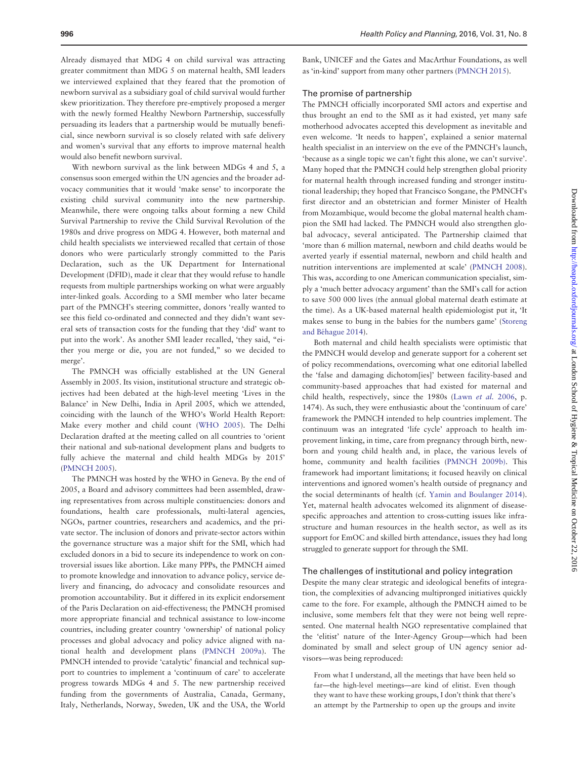Already dismayed that MDG 4 on child survival was attracting greater commitment than MDG 5 on maternal health, SMI leaders we interviewed explained that they feared that the promotion of newborn survival as a subsidiary goal of child survival would further skew prioritization. They therefore pre-emptively proposed a merger with the newly formed Healthy Newborn Partnership, successfully persuading its leaders that a partnership would be mutually beneficial, since newborn survival is so closely related with safe delivery and women's survival that any efforts to improve maternal health would also benefit newborn survival.

With newborn survival as the link between MDGs 4 and 5, a consensus soon emerged within the UN agencies and the broader advocacy communities that it would 'make sense' to incorporate the existing child survival community into the new partnership. Meanwhile, there were ongoing talks about forming a new Child Survival Partnership to revive the Child Survival Revolution of the 1980s and drive progress on MDG 4. However, both maternal and child health specialists we interviewed recalled that certain of those donors who were particularly strongly committed to the Paris Declaration, such as the UK Department for International Development (DFID), made it clear that they would refuse to handle requests from multiple partnerships working on what were arguably inter-linked goals. According to a SMI member who later became part of the PMNCH's steering committee, donors 'really wanted to see this field co-ordinated and connected and they didn't want several sets of transaction costs for the funding that they 'did' want to put into the work'. As another SMI leader recalled, 'they said, "either you merge or die, you are not funded," so we decided to merge'.

The PMNCH was officially established at the UN General Assembly in 2005. Its vision, institutional structure and strategic objectives had been debated at the high-level meeting 'Lives in the Balance' in New Delhi, India in April 2005, which we attended, coinciding with the launch of the WHO's World Health Report: Make every mother and child count (WHO 2005). The Delhi Declaration drafted at the meeting called on all countries to 'orient their national and sub-national development plans and budgets to fully achieve the maternal and child health MDGs by 2015' (PMNCH 2005).

The PMNCH was hosted by the WHO in Geneva. By the end of 2005, a Board and advisory committees had been assembled, drawing representatives from across multiple constituencies: donors and foundations, health care professionals, multi-lateral agencies, NGOs, partner countries, researchers and academics, and the private sector. The inclusion of donors and private-sector actors within the governance structure was a major shift for the SMI, which had excluded donors in a bid to secure its independence to work on controversial issues like abortion. Like many PPPs, the PMNCH aimed to promote knowledge and innovation to advance policy, service delivery and financing, do advocacy and consolidate resources and promotion accountability. But it differed in its explicit endorsement of the Paris Declaration on aid-effectiveness; the PMNCH promised more appropriate financial and technical assistance to low-income countries, including greater country 'ownership' of national policy processes and global advocacy and policy action aligned with national health and development plans (PMNCH 2009a). The PMNCH intended to provide 'catalytic' financial and technical support to countries to implement a 'continuum of care' to accelerate progress towards MDGs 4 and 5. The new partnership received funding from the governments of Australia, Canada, Germany, Italy, Netherlands, Norway, Sweden, UK and the USA, the World Bank, UNICEF and the Gates and MacArthur Foundations, as well as 'in-kind' support from many other partners (PMNCH 2015).

### The promise of partnership

The PMNCH officially incorporated SMI actors and expertise and thus brought an end to the SMI as it had existed, yet many safe motherhood advocates accepted this development as inevitable and even welcome. 'It needs to happen', explained a senior maternal health specialist in an interview on the eve of the PMNCH's launch, 'because as a single topic we can't fight this alone, we can't survive'. Many hoped that the PMNCH could help strengthen global priority for maternal health through increased funding and stronger institutional leadership; they hoped that Francisco Songane, the PMNCH's first director and an obstetrician and former Minister of Health from Mozambique, would become the global maternal health champion the SMI had lacked. The PMNCH would also strengthen global advocacy, several anticipated. The Partnership claimed that 'more than 6 million maternal, newborn and child deaths would be averted yearly if essential maternal, newborn and child health and nutrition interventions are implemented at scale' (PMNCH 2008). This was, according to one American communication specialist, simply a 'much better advocacy argument' than the SMI's call for action to save 500 000 lives (the annual global maternal death estimate at the time). As a UK-based maternal health epidemiologist put it, 'It makes sense to bung in the babies for the numbers game' (Storeng and Béhague 2014).

Both maternal and child health specialists were optimistic that the PMNCH would develop and generate support for a coherent set of policy recommendations, overcoming what one editorial labelled the 'false and damaging dichotom[ies]' between facility-based and community-based approaches that had existed for maternal and child health, respectively, since the 1980s (Lawn *et al.* 2006, p. 1474). As such, they were enthusiastic about the 'continuum of care' framework the PMNCH intended to help countries implement. The continuum was an integrated 'life cycle' approach to health improvement linking, in time, care from pregnancy through birth, newborn and young child health and, in place, the various levels of home, community and health facilities (PMNCH 2009b). This framework had important limitations; it focused heavily on clinical interventions and ignored women's health outside of pregnancy and the social determinants of health (cf. Yamin and Boulanger 2014). Yet, maternal health advocates welcomed its alignment of disease-specific approaches and attention to cross-cutting issues like infrastructure and human resources in the health sector, as well as its support for EmOC and skilled birth attendance, issues they had long struggled to generate support for through the SMI.

### The challenges of institutional and policy integration

Despite the many clear strategic and ideological benefits of integration, the complexities of advancing multipronged initiatives quickly came to the fore. For example, although the PMNCH aimed to be inclusive, some members felt that they were not being well represented. One maternal health NGO representative complained that the 'elitist' nature of the Inter-Agency Group—which had been dominated by small and select group of UN agency senior advisors—was being reproduced:

> From what I understand, all the meetings that have been held so far—the high-level meetings—are kind of elitist. Even though they want to have these working groups, I don't think that there's an attempt by the Partnership to open up the groups and invite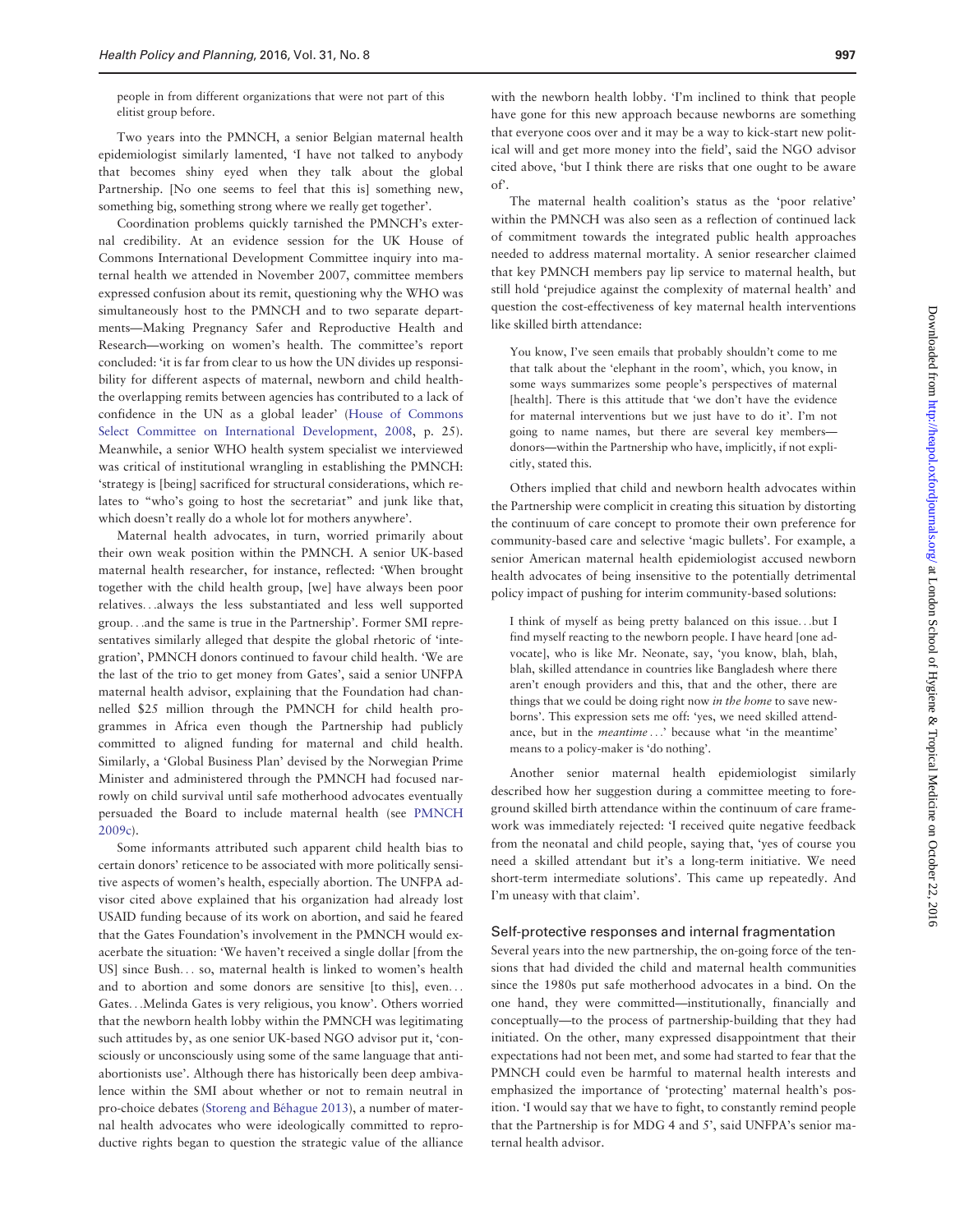people in from different organizations that were not part of this elitist group before.

Two years into the PMNCH, a senior Belgian maternal health epidemiologist similarly lamented, 'I have not talked to anybody that becomes shiny eyed when they talk about the global Partnership. [No one seems to feel that this is] something new, something big, something strong where we really get together'.

Coordination problems quickly tarnished the PMNCH's external credibility. At an evidence session for the UK House of Commons International Development Committee inquiry into maternal health we attended in November 2007, committee members expressed confusion about its remit, questioning why the WHO was simultaneously host to the PMNCH and to two separate departments—Making Pregnancy Safer and Reproductive Health and Research—working on women's health. The committee's report concluded: 'it is far from clear to us how the UN divides up responsibility for different aspects of maternal, newborn and child health-the overlapping remits between agencies has contributed to a lack of confidence in the UN as a global leader' (House of Commons Select Committee on International Development, 2008, p. 25). Meanwhile, a senior WHO health system specialist we interviewed was critical of institutional wrangling in establishing the PMNCH: 'strategy is [being] sacrificed for structural considerations, which relates to "who's going to host the secretariat" and junk like that, which doesn't really do a whole lot for mothers anywhere'.

Maternal health advocates, in turn, worried primarily about their own weak position within the PMNCH. A senior UK-based maternal health researcher, for instance, reflected: 'When brought together with the child health group, [we] have always been poor relatives…always the less substantiated and less well supported group…and the same is true in the Partnership'. Former SMI representatives similarly alleged that despite the global rhetoric of 'integration', PMNCH donors continued to favour child health. 'We are the last of the trio to get money from Gates', said a senior UNFPA maternal health advisor, explaining that the Foundation had channelled $25 million through the PMNCH for child health programmes in Africa even though the Partnership had publicly committed to aligned funding for maternal and child health. Similarly, a 'Global Business Plan' devised by the Norwegian Prime Minister and administered through the PMNCH had focused narrowly on child survival until safe motherhood advocates eventually persuaded the Board to include maternal health (see PMNCH 2009c).

Some informants attributed such apparent child health bias to certain donors' reticence to be associated with more politically sensitive aspects of women's health, especially abortion. The UNFPA advisor cited above explained that his organization had already lost USAID funding because of its work on abortion, and said he feared that the Gates Foundation's involvement in the PMNCH would exacerbate the situation: 'We haven't received a single dollar [from the US] since Bush… so, maternal health is linked to women's health and to abortion and some donors are sensitive [to this], even… Gates…Melinda Gates is very religious, you know'. Others worried that the newborn health lobby within the PMNCH was legitimating such attitudes by, as one senior UK-based NGO advisor put it, 'consciously or unconsciously using some of the same language that anti-abortionists use'. Although there has historically been deep ambivalence within the SMI about whether or not to remain neutral in pro-choice debates (Storeng and Béhague 2013), a number of maternal health advocates who were ideologically committed to reproductive rights began to question the strategic value of the alliance with the newborn health lobby. 'I'm inclined to think that people have gone for this new approach because newborns are something that everyone coos over and it may be a way to kick-start new political will and get more money into the field', said the NGO advisor cited above, 'but I think there are risks that one ought to be aware of'.

The maternal health coalition's status as the 'poor relative' within the PMNCH was also seen as a reflection of continued lack of commitment towards the integrated public health approaches needed to address maternal mortality. A senior researcher claimed that key PMNCH members pay lip service to maternal health, but still hold 'prejudice against the complexity of maternal health' and question the cost-effectiveness of key maternal health interventions like skilled birth attendance:

> You know, I've seen emails that probably shouldn't come to me that talk about the 'elephant in the room', which, you know, in some ways summarizes some people's perspectives of maternal [health]. There is this attitude that 'we don't have the evidence for maternal interventions but we just have to do it'. I'm not going to name names, but there are several key members—donors—within the Partnership who have, implicitly, if not explicitly, stated this.

Others implied that child and newborn health advocates within the Partnership were complicit in creating this situation by distorting the continuum of care concept to promote their own preference for community-based care and selective 'magic bullets'. For example, a senior American maternal health epidemiologist accused newborn health advocates of being insensitive to the potentially detrimental policy impact of pushing for interim community-based solutions:

> I think of myself as being pretty balanced on this issue…but I find myself reacting to the newborn people. I have heard [one advocate], who is like Mr. Neonate, say, 'you know, blah, blah, blah, skilled attendance in countries like Bangladesh where there aren't enough providers and this, that and the other, there are things that we could be doing right now *in the home* to save newborns'. This expression sets me off: 'yes, we need skilled attendance, but in the *meantime*…' because what 'in the meantime' means to a policy-maker is 'do nothing'.

Another senior maternal health epidemiologist similarly described how her suggestion during a committee meeting to foreground skilled birth attendance within the continuum of care framework was immediately rejected: 'I received quite negative feedback from the neonatal and child people, saying that, 'yes of course you need a skilled attendant but it's a long-term initiative. We need short-term intermediate solutions'. This came up repeatedly. And I'm uneasy with that claim'.

### Self-protective responses and internal fragmentation

Several years into the new partnership, the on-going force of the tensions that had divided the child and maternal health communities since the 1980s put safe motherhood advocates in a bind. On the one hand, they were committed—institutionally, financially and conceptually—to the process of partnership-building that they had initiated. On the other, many expressed disappointment that their expectations had not been met, and some had started to fear that the PMNCH could even be harmful to maternal health interests and emphasized the importance of 'protecting' maternal health's position. 'I would say that we have to fight, to constantly remind people that the Partnership is for MDG 4 and 5', said UNFPA's senior maternal health advisor.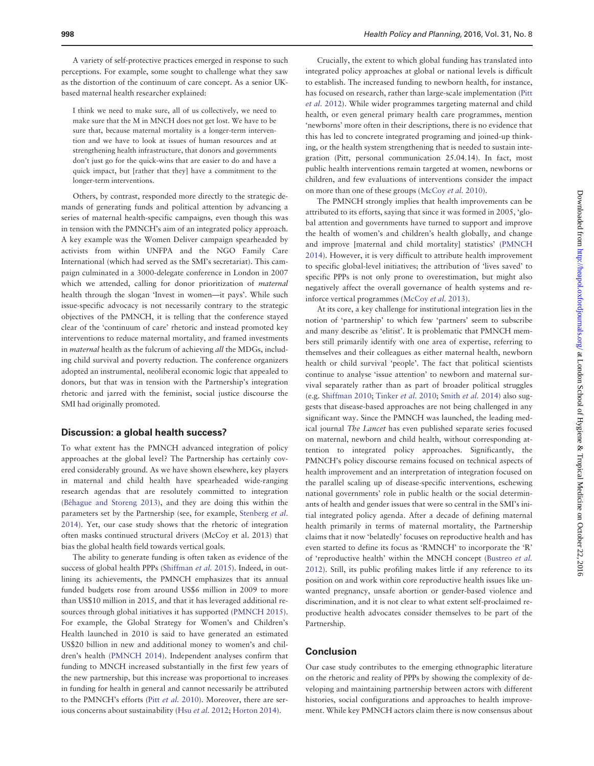A variety of self-protective practices emerged in response to such perceptions. For example, some sought to challenge what they saw as the distortion of the continuum of care concept. As a senior UK-based maternal health researcher explained:

> I think we need to make sure, all of us collectively, we need to make sure that the M in MNCH does not get lost. We have to be sure that, because maternal mortality is a longer-term intervention and we have to look at issues of human resources and at strengthening health infrastructure, that donors and governments don't just go for the quick-wins that are easier to do and have a quick impact, but [rather that they] have a commitment to the longer-term interventions.

Others, by contrast, responded more directly to the strategic demands of generating funds and political attention by advancing a series of maternal health-specific campaigns, even though this was in tension with the PMNCH's aim of an integrated policy approach. A key example was the Women Deliver campaign spearheaded by activists from within UNFPA and the NGO Family Care International (which had served as the SMI's secretariat). This campaign culminated in a 3000-delegate conference in London in 2007 which we attended, calling for donor prioritization of *maternal* health through the slogan 'Invest in women—it pays'. While such issue-specific advocacy is not necessarily contrary to the strategic objectives of the PMNCH, it is telling that the conference stayed clear of the 'continuum of care' rhetoric and instead promoted key interventions to reduce maternal mortality, and framed investments in *maternal* health as the fulcrum of achieving *all* the MDGs, including child survival and poverty reduction. The conference organizers adopted an instrumental, neoliberal economic logic that appealed to donors, but that was in tension with the Partnership's integration rhetoric and jarred with the feminist, social justice discourse the SMI had originally promoted.

## Discussion: a global health success?

To what extent has the PMNCH advanced integration of policy approaches at the global level? The Partnership has certainly covered considerably ground. As we have shown elsewhere, key players in maternal and child health have spearheaded wide-ranging research agendas that are resolutely committed to integration (Béhague and Storeng 2013), and they are doing this within the parameters set by the Partnership (see, for example, Stenberg *et al.* 2014). Yet, our case study shows that the rhetoric of integration often masks continued structural drivers (McCoy et al. 2013) that bias the global health field towards vertical goals.

The ability to generate funding is often taken as evidence of the success of global health PPPs (Shiffman *et al.* 2015). Indeed, in outlining its achievements, the PMNCH emphasizes that its annual funded budgets rose from around US$6 million in 2009 to more than US$10 million in 2015, and that it has leveraged additional resources through global initiatives it has supported (PMNCH 2015). For example, the Global Strategy for Women's and Children's Health launched in 2010 is said to have generated an estimated US$20 billion in new and additional money to women's and children's health (PMNCH 2014). Independent analyses confirm that funding to MNCH increased substantially in the first few years of the new partnership, but this increase was proportional to increases in funding for health in general and cannot necessarily be attributed to the PMNCH's efforts (Pitt *et al.* 2010). Moreover, there are serious concerns about sustainability (Hsu *et al.* 2012; Horton 2014).

Crucially, the extent to which global funding has translated into integrated policy approaches at global or national levels is difficult to establish. The increased funding to newborn health, for instance, has focused on research, rather than large-scale implementation (Pitt *et al.* 2012). While wider programmes targeting maternal and child health, or even general primary health care programmes, mention 'newborns' more often in their descriptions, there is no evidence that this has led to concrete integrated programing and joined-up thinking, or the health system strengthening that is needed to sustain integration (Pitt, personal communication 25.04.14). In fact, most public health interventions remain targeted at women, newborns or children, and few evaluations of interventions consider the impact on more than one of these groups (McCoy *et al.* 2010).

The PMNCH strongly implies that health improvements can be attributed to its efforts, saying that since it was formed in 2005, 'global attention and governments have turned to support and improve the health of women's and children's health globally, and change and improve [maternal and child mortality] statistics' (PMNCH 2014). However, it is very difficult to attribute health improvement to specific global-level initiatives; the attribution of 'lives saved' to specific PPPs is not only prone to overestimation, but might also negatively affect the overall governance of health systems and reinforce vertical programmes (McCoy *et al.* 2013).

At its core, a key challenge for institutional integration lies in the notion of 'partnership' to which few 'partners' seem to subscribe and many describe as 'elitist'. It is problematic that PMNCH members still primarily identify with one area of expertise, referring to themselves and their colleagues as either maternal health, newborn health or child survival 'people'. The fact that political scientists continue to analyse 'issue attention' to newborn and maternal survival separately rather than as part of broader political struggles (e.g. Shiffman 2010; Tinker *et al.* 2010; Smith *et al.* 2014) also suggests that disease-based approaches are not being challenged in any significant way. Since the PMNCH was launched, the leading medical journal *The Lancet* has even published separate series focused on maternal, newborn and child health, without corresponding attention to integrated policy approaches. Significantly, the PMNCH's policy discourse remains focused on technical aspects of health improvement and an interpretation of integration focused on the parallel scaling up of disease-specific interventions, eschewing national governments' role in public health or the social determinants of health and gender issues that were so central in the SMI's initial integrated policy agenda. After a decade of defining maternal health primarily in terms of maternal mortality, the Partnership claims that it now 'belatedly' focuses on reproductive health and has even started to define its focus as 'RMNCH' to incorporate the 'R' of 'reproductive health' within the MNCH concept (Bustreo *et al.* 2012). Still, its public profiling makes little if any reference to its position on and work within core reproductive health issues like unwanted pregnancy, unsafe abortion or gender-based violence and discrimination, and it is not clear to what extent self-proclaimed reproductive health advocates consider themselves to be part of the Partnership.

## Conclusion

Our case study contributes to the emerging ethnographic literature on the rhetoric and reality of PPPs by showing the complexity of developing and maintaining partnership between actors with different histories, social configurations and approaches to health improvement. While key PMNCH actors claim there is now consensus about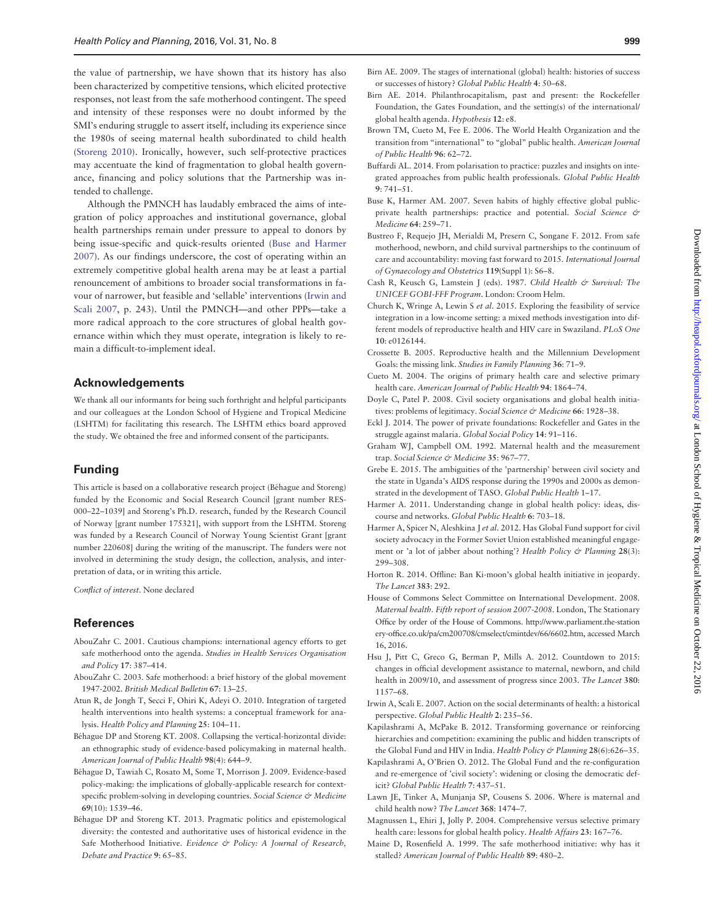the value of partnership, we have shown that its history has also been characterized by competitive tensions, which elicited protective responses, not least from the safe motherhood contingent. The speed and intensity of these responses were no doubt informed by the SMI's enduring struggle to assert itself, including its experience since the 1980s of seeing maternal health subordinated to child health (Storeng 2010). Ironically, however, such self-protective practices may accentuate the kind of fragmentation to global health governance, financing and policy solutions that the Partnership was intended to challenge.

Although the PMNCH has laudably embraced the aims of integration of policy approaches and institutional governance, global health partnerships remain under pressure to appeal to donors by being issue-specific and quick-results oriented (Buse and Harmer 2007). As our findings underscore, the cost of operating within an extremely competitive global health arena may be at least a partial renouncement of ambitions to broader social transformations in favour of narrower, but feasible and 'sellable' interventions (Irwin and Scali 2007, p. 243). Until the PMNCH—and other PPPs—take a more radical approach to the core structures of global health governance within which they must operate, integration is likely to remain a difficult-to-implement ideal.

## Acknowledgements

We thank all our informants for being such forthright and helpful participants and our colleagues at the London School of Hygiene and Tropical Medicine (LSHTM) for facilitating this research. The LSHTM ethics board approved the study. We obtained the free and informed consent of the participants.

## Funding

This article is based on a collaborative research project (Béhague and Storeng) funded by the Economic and Social Research Council [grant number RES-000–22–1039] and Storeng's Ph.D. research, funded by the Research Council of Norway [grant number 175321], with support from the LSHTM. Storeng was funded by a Research Council of Norway Young Scientist Grant [grant number 220608] during the writing of the manuscript. The funders were not involved in determining the study design, the collection, analysis, and interpretation of data, or in writing this article.

*Conflict of interest*. None declared

## References

AbouZahr C. 2001. Cautious champions: international agency efforts to get safe motherhood onto the agenda. *Studies in Health Services Organisation and Policy* **17**: 387–414.

AbouZahr C. 2003. Safe motherhood: a brief history of the global movement 1947-2002. *British Medical Bulletin* **67**: 13–25.

Atun R, de Jongh T, Secci F, Ohiri K, Adeyi O. 2010. Integration of targeted health interventions into health systems: a conceptual framework for analysis. *Health Policy and Planning* **25**: 104–11.

Béhague DP and Storeng KT. 2008. Collapsing the vertical-horizontal divide: an ethnographic study of evidence-based policymaking in maternal health. *American Journal of Public Health* **98**(4): 644–9.

Béhague D, Tawiah C, Rosato M, Some T, Morrison J. 2009. Evidence-based policy-making: the implications of globally-applicable research for context-specific problem-solving in developing countries. *Social Science & Medicine* **69**(10): 1539–46.

Béhague DP and Storeng KT. 2013. Pragmatic politics and epistemological diversity: the contested and authoritative uses of historical evidence in the Safe Motherhood Initiative. *Evidence & Policy: A Journal of Research, Debate and Practice* **9**: 65–85.

Birn AE. 2009. The stages of international (global) health: histories of success or successes of history? *Global Public Health* **4**: 50–68.

Birn AE. 2014. Philanthrocapitalism, past and present: the Rockefeller Foundation, the Gates Foundation, and the setting(s) of the international/global health agenda. *Hypothesis* **12**: e8.

Brown TM, Cueto M, Fee E. 2006. The World Health Organization and the transition from "international" to "global" public health. *American Journal of Public Health* **96**: 62–72.

Buffardi AL. 2014. From polarisation to practice: puzzles and insights on integrated approaches from public health professionals. *Global Public Health* **9**: 741–51.

Buse K, Harmer AM. 2007. Seven habits of highly effective global public-private health partnerships: practice and potential. *Social Science & Medicine* **64**: 259–71.

Bustreo F, Requejo JH, Merialdi M, Presern C, Songane F. 2012. From safe motherhood, newborn, and child survival partnerships to the continuum of care and accountability: moving fast forward to 2015. *International Journal of Gynaecology and Obstetrics* **119**(Suppl 1): S6–8.

Cash R, Keusch G, Lamstein J (eds). 1987. *Child Health & Survival: The UNICEF GOBI-FFF Program*. London: Croom Helm.

Church K, Wringe A, Lewin S *et al*. 2015. Exploring the feasibility of service integration in a low-income setting: a mixed methods investigation into different models of reproductive health and HIV care in Swaziland. *PLoS One* **10**: e0126144.

Crossette B. 2005. Reproductive health and the Millennium Development Goals: the missing link. *Studies in Family Planning* **36**: 71–9.

Cueto M. 2004. The origins of primary health care and selective primary health care. *American Journal of Public Health* **94**: 1864–74.

Doyle C, Patel P. 2008. Civil society organisations and global health initiatives: problems of legitimacy. *Social Science & Medicine* **66**: 1928–38.

Eckl J. 2014. The power of private foundations: Rockefeller and Gates in the struggle against malaria. *Global Social Policy* **14**: 91–116.

Graham WJ, Campbell OM. 1992. Maternal health and the measurement trap. *Social Science & Medicine* **35**: 967–77.

Grebe E. 2015. The ambiguities of the 'partnership' between civil society and the state in Uganda's AIDS response during the 1990s and 2000s as demonstrated in the development of TASO. *Global Public Health* 1–17.

Harmer A. 2011. Understanding change in global health policy: ideas, discourse and networks. *Global Public Health* **6**: 703–18.

Harmer A, Spicer N, Aleshkina J *et al*. 2012. Has Global Fund support for civil society advocacy in the Former Soviet Union established meaningful engagement or 'a lot of jabber about nothing'? *Health Policy & Planning* **28**(3): 299–308.

Horton R. 2014. Offline: Ban Ki-moon's global health initiative in jeopardy. *The Lancet* **383**: 292.

House of Commons Select Committee on International Development. 2008. *Maternal health. Fifth report of session 2007-2008*. London, The Stationary Office by order of the House of Commons. http://www.parliament.the-stationery-office.co.uk/pa/cm200708/cmselect/cmintdev/66/6602.htm, accessed March 16, 2016.

Hsu J, Pitt C, Greco G, Berman P, Mills A. 2012. Countdown to 2015: changes in official development assistance to maternal, newborn, and child health in 2009/10, and assessment of progress since 2003. *The Lancet* **380**: 1157–68.

Irwin A, Scali E. 2007. Action on the social determinants of health: a historical perspective. *Global Public Health* **2**: 235–56.

Kapilashrami A, McPake B. 2012. Transforming governance or reinforcing hierarchies and competition: examining the public and hidden transcripts of the Global Fund and HIV in India. *Health Policy & Planning* **28**(6):626–35.

Kapilashrami A, O'Brien O. 2012. The Global Fund and the re-configuration and re-emergence of 'civil society': widening or closing the democratic deficit? *Global Public Health* **7**: 437–51.

Lawn JE, Tinker A, Munjanja SP, Cousens S. 2006. Where is maternal and child health now? *The Lancet* **368**: 1474–7.

Magnussen L, Ehiri J, Jolly P. 2004. Comprehensive versus selective primary health care: lessons for global health policy. *Health Affairs* **23**: 167–76.

Maine D, Rosenfield A. 1999. The safe motherhood initiative: why has it stalled? *American Journal of Public Health* **89**: 480–2.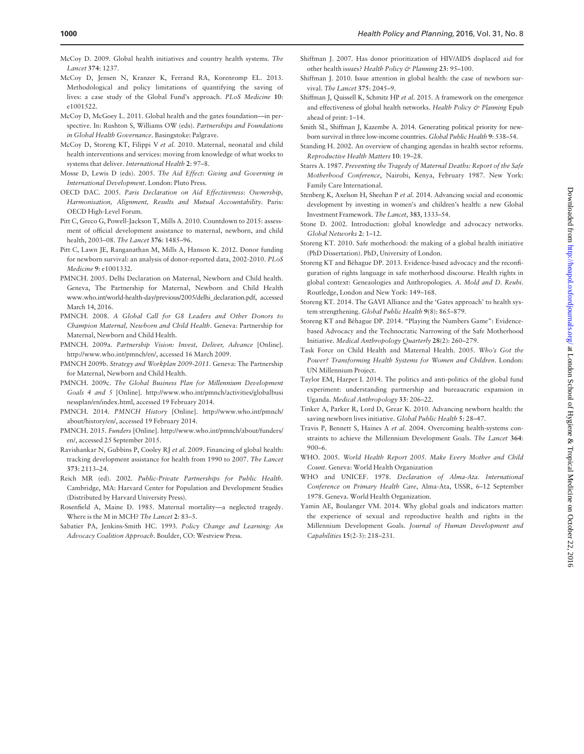McCoy D. 2009. Global health initiatives and country health systems. *The Lancet* **374**: 1237.

McCoy D, Jensen N, Kranzer K, Ferrand RA, Korenromp EL. 2013. Methodological and policy limitations of quantifying the saving of lives: a case study of the Global Fund's approach. *PLoS Medicine* **10**: e1001522.

McCoy D, McGoey L. 2011. Global health and the gates foundation—in perspective. In: Rushton S, Williams OW (eds). *Partnerships and Foundations in Global Health Governance*. Basingstoke: Palgrave.

McCoy D, Storeng KT, Filippi V *et al*. 2010. Maternal, neonatal and child health interventions and services: moving from knowledge of what works to systems that deliver. *International Health* **2**: 97–8.

Mosse D, Lewis D (eds). 2005. *The Aid Effect: Giving and Governing in International Development*. London: Pluto Press.

OECD DAC. 2005. *Paris Declaration on Aid Effectiveness: Ownership, Harmonisation, Alignment, Results and Mutual Accountability*. Paris: OECD High-Level Forum.

Pitt C, Greco G, Powell-Jackson T, Mills A. 2010. Countdown to 2015: assessment of official development assistance to maternal, newborn, and child health, 2003–08. *The Lancet* **376**: 1485–96.

Pitt C, Lawn JE, Ranganathan M, Mills A, Hanson K. 2012. Donor funding for newborn survival: an analysis of donor-reported data, 2002-2010. *PLoS Medicine* **9**: e1001332.

PMNCH. 2005. Delhi Declaration on Maternal, Newborn and Child health. Geneva, The Partnership for Maternal, Newborn and Child Health www.who.int/world-health-day/previous/2005/delhi_declaration.pdf, accessed March 14, 2016.

PMNCH. 2008. *A Global Call for G8 Leaders and Other Donors to Champion Maternal, Newborn and Child Health*. Geneva: Partnership for Maternal, Newborn and Child Health.

PMNCH. 2009a. *Partnership Vision: Invest, Deliver, Advance* [Online]. http://www.who.int/pmnch/en/, accessed 16 March 2009.

PMNCH 2009b. *Strategy and Workplan 2009-2011*. Geneva: The Partnership for Maternal, Newborn and Child Health.

PMNCH. 2009c. *The Global Business Plan for Millennium Development Goals 4 and 5* [Online]. http://www.who.int/pmnch/activities/globalbusinessplan/en/index.html, accessed 19 February 2014.

PMNCH. 2014. *PMNCH History* [Online]. http://www.who.int/pmnch/about/history/en/, accessed 19 February 2014.

PMNCH. 2015. *Funders* [Online]. http://www.who.int/pmnch/about/funders/en/, accessed 25 September 2015.

Ravishankar N, Gubbins P, Cooley RJ *et al*. 2009. Financing of global health: tracking development assistance for health from 1990 to 2007. *The Lancet* **373**: 2113–24.

Reich MR (ed). 2002. *Public-Private Partnerships for Public Health*. Cambridge, MA: Harvard Center for Population and Development Studies (Distributed by Harvard University Press).

Rosenfield A, Maine D. 1985. Maternal mortality—a neglected tragedy. Where is the M in MCH? *The Lancet* **2**: 83–5.

Sabatier PA, Jenkins-Smith HC. 1993. *Policy Change and Learning: An Advocacy Coalition Approach*. Boulder, CO: Westview Press.

Shiffman J. 2007. Has donor prioritization of HIV/AIDS displaced aid for other health issues? *Health Policy & Planning* **23**: 95–100.

Shiffman J. 2010. Issue attention in global health: the case of newborn survival. *The Lancet* **375**: 2045–9.

Shiffman J, Quissell K, Schmitz HP *et al*. 2015. A framework on the emergence and effectiveness of global health networks. *Health Policy & Planning* Epub ahead of print: 1–14.

Smith SL, Shiffman J, Kazembe A. 2014. Generating political priority for newborn survival in three low-income countries. *Global Public Health* **9**: 538–54.

Standing H. 2002. An overview of changing agendas in health sector reforms. *Reproductive Health Matters* **10**: 19–28.

Starrs A. 1987. *Preventing the Tragedy of Maternal Deaths: Report of the Safe Motherhood Conference*, Nairobi, Kenya, February 1987. New York: Family Care International.

Stenberg K, Axelson H, Sheehan P *et al*. 2014. Advancing social and economic development by investing in women's and children's health: a new Global Investment Framework. *The Lancet*, **383**, 1333–54.

Stone D. 2002. Introduction: global knowledge and advocacy networks. *Global Networks* **2**: 1–12.

Storeng KT. 2010. Safe motherhood: the making of a global health initiative (PhD Dissertation). PhD, University of London.

Storeng KT and Béhague DP. 2013. Evidence-based advocacy and the reconfiguration of rights language in safe motherhood discourse. Health rights in global context: Geneaologies and Anthropologies. *A. Mold and D. Reubi*. Routledge, London and New York: 149–168.

Storeng KT. 2014. The GAVI Alliance and the 'Gates approach' to health system strengthening. *Global Public Health* **9**(8): 865–879.

Storeng KT and Béhague DP. 2014. "Playing the Numbers Game": Evidence-based Advocacy and the Technocratic Narrowing of the Safe Motherhood Initiative. *Medical Anthropology Quarterly* **28**(2): 260–279.

Task Force on Child Health and Maternal Health. 2005. *Who's Got the Power? Transforming Health Systems for Women and Children*. London: UN Millennium Project.

Taylor EM, Harper I. 2014. The politics and anti-politics of the global fund experiment: understanding partnership and bureaucratic expansion in Uganda. *Medical Anthropology* **33**: 206–22.

Tinker A, Parker R, Lord D, Grear K. 2010. Advancing newborn health: the saving newborn lives initiative. *Global Public Health* **5**: 28–47.

Travis P, Bennett S, Haines A *et al*. 2004. Overcoming health-systems constraints to achieve the Millennium Development Goals. *The Lancet* **364**: 900–6.

WHO. 2005. *World Health Report 2005. Make Every Mother and Child Count*. Geneva: World Health Organization

WHO and UNICEF. 1978. *Declaration of Alma-Ata. International Conference on Primary Health Care*, Alma-Ata, USSR, 6–12 September 1978. Geneva. World Health Organization.

Yamin AE, Boulanger VM. 2014. Why global goals and indicators matter: the experience of sexual and reproductive health and rights in the Millennium Development Goals. *Journal of Human Development and Capabilities* **15**(2-3): 218–231.